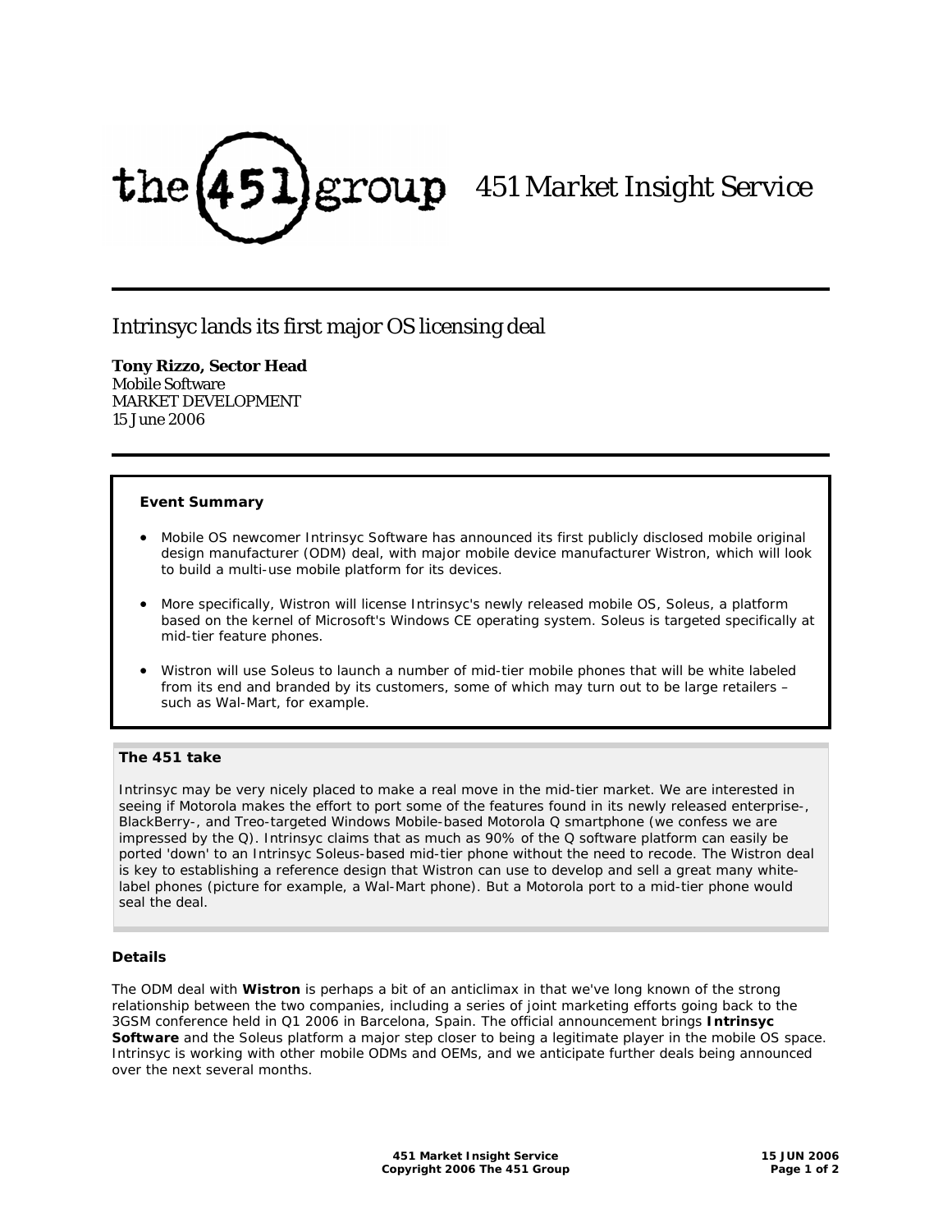the 451 group 451 Market Insight Service

# Intrinsyc lands its first major OS licensing deal

**Tony Rizzo, Sector Head**
Mobile Software
MARKET DEVELOPMENT
15 June 2006

### Event Summary

- Mobile OS newcomer Intrinsyc Software has announced its first publicly disclosed mobile original design manufacturer (ODM) deal, with major mobile device manufacturer Wistron, which will look to build a multi-use mobile platform for its devices.
- More specifically, Wistron will license Intrinsyc's newly released mobile OS, Soleus, a platform based on the kernel of Microsoft's Windows CE operating system. Soleus is targeted specifically at mid-tier feature phones.
- Wistron will use Soleus to launch a number of mid-tier mobile phones that will be white labeled from its end and branded by its customers, some of which may turn out to be large retailers – such as Wal-Mart, for example.

### The 451 take

Intrinsyc may be very nicely placed to make a real move in the mid-tier market. We are interested in seeing if Motorola makes the effort to port some of the features found in its newly released enterprise-, BlackBerry-, and Treo-targeted Windows Mobile-based Motorola Q smartphone (we confess we are impressed by the Q). Intrinsyc claims that as much as 90% of the Q software platform can easily be ported 'down' to an Intrinsyc Soleus-based mid-tier phone without the need to recode. The Wistron deal is key to establishing a reference design that Wistron can use to develop and sell a great many white-label phones (picture for example, a Wal-Mart phone). But a Motorola port to a mid-tier phone would seal the deal.

### Details

The ODM deal with **Wistron** is perhaps a bit of an anticlimax in that we've long known of the strong relationship between the two companies, including a series of joint marketing efforts going back to the 3GSM conference held in Q1 2006 in Barcelona, Spain. The official announcement brings **Intrinsyc Software** and the Soleus platform a major step closer to being a legitimate player in the mobile OS space. Intrinsyc is working with other mobile ODMs and OEMs, and we anticipate further deals being announced over the next several months.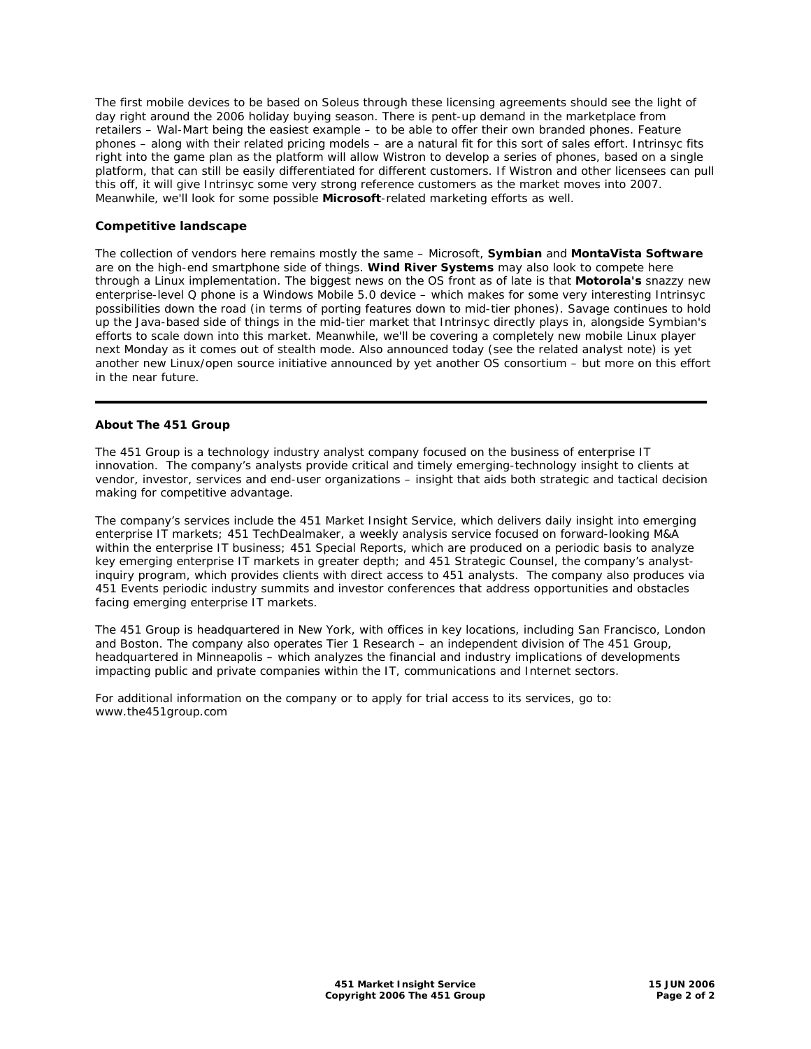The first mobile devices to be based on Soleus through these licensing agreements should see the light of day right around the 2006 holiday buying season. There is pent-up demand in the marketplace from retailers – Wal-Mart being the easiest example – to be able to offer their own branded phones. Feature phones – along with their related pricing models – are a natural fit for this sort of sales effort. Intrinsyc fits right into the game plan as the platform will allow Wistron to develop a series of phones, based on a single platform, that can still be easily differentiated for different customers. If Wistron and other licensees can pull this off, it will give Intrinsyc some very strong reference customers as the market moves into 2007. Meanwhile, we'll look for some possible **Microsoft**-related marketing efforts as well.

### Competitive landscape

The collection of vendors here remains mostly the same – Microsoft, **Symbian** and **MontaVista Software** are on the high-end smartphone side of things. **Wind River Systems** may also look to compete here through a Linux implementation. The biggest news on the OS front as of late is that **Motorola's** snazzy new enterprise-level Q phone is a Windows Mobile 5.0 device – which makes for some very interesting Intrinsyc possibilities down the road (in terms of porting features down to mid-tier phones). Savage continues to hold up the Java-based side of things in the mid-tier market that Intrinsyc directly plays in, alongside Symbian's efforts to scale down into this market. Meanwhile, we'll be covering a completely new mobile Linux player next Monday as it comes out of stealth mode. Also announced today (see the related analyst note) is yet another new Linux/open source initiative announced by yet another OS consortium – but more on this effort in the near future.

---

**About The 451 Group**

The 451 Group is a technology industry analyst company focused on the business of enterprise IT innovation. The company's analysts provide critical and timely emerging-technology insight to clients at vendor, investor, services and end-user organizations – insight that aids both strategic and tactical decision making for competitive advantage.

The company's services include the 451 Market Insight Service, which delivers daily insight into emerging enterprise IT markets; 451 TechDealmaker, a weekly analysis service focused on forward-looking M&A within the enterprise IT business; 451 Special Reports, which are produced on a periodic basis to analyze key emerging enterprise IT markets in greater depth; and 451 Strategic Counsel, the company's analyst-inquiry program, which provides clients with direct access to 451 analysts. The company also produces via 451 Events periodic industry summits and investor conferences that address opportunities and obstacles facing emerging enterprise IT markets.

The 451 Group is headquartered in New York, with offices in key locations, including San Francisco, London and Boston. The company also operates Tier 1 Research – an independent division of The 451 Group, headquartered in Minneapolis – which analyzes the financial and industry implications of developments impacting public and private companies within the IT, communications and Internet sectors.

For additional information on the company or to apply for trial access to its services, go to: www.the451group.com